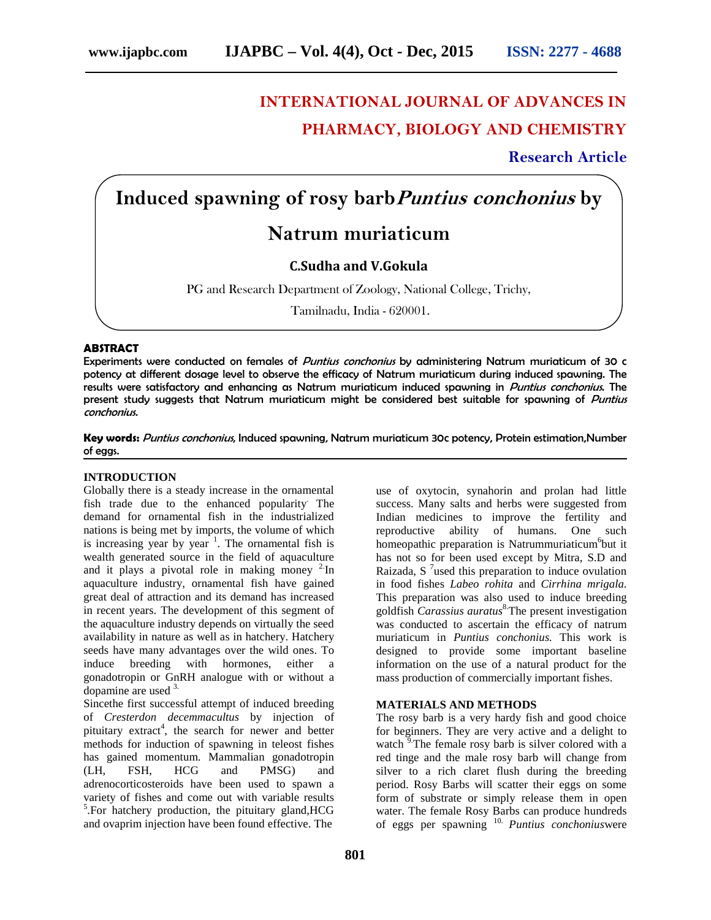# INTERNATIONAL JOURNAL OF ADVANCES IN PHARMACY, BIOLOGY AND CHEMISTRY

**Research Article**

# Induced spawning of rosy barb *Puntius conchonius* by Natrum muriaticum

**C.Sudha and V.Gokula**

PG and Research Department of Zoology, National College, Trichy, Tamilnadu, India - 620001.

## ABSTRACT

**Experiments were conducted on females of *Puntius conchonius* by administering Natrum muriaticum of 30 c potency at different dosage level to observe the efficacy of Natrum muriaticum during induced spawning. The results were satisfactory and enhancing as Natrum muriaticum induced spawning in *Puntius conchonius*. The present study suggests that Natrum muriaticum might be considered best suitable for spawning of *Puntius conchonius*.**

**Key words:** *Puntius conchonius*, Induced spawning, Natrum muriaticum 30c potency, Protein estimation, Number of eggs.

## INTRODUCTION

Globally there is a steady increase in the ornamental fish trade due to the enhanced popularity. The demand for ornamental fish in the industrialized nations is being met by imports, the volume of which is increasing year by year [1]. The ornamental fish is wealth generated source in the field of aquaculture and it plays a pivotal role in making money [2]. In aquaculture industry, ornamental fish have gained great deal of attraction and its demand has increased in recent years. The development of this segment of the aquaculture industry depends on virtually the seed availability in nature as well as in hatchery. Hatchery seeds have many advantages over the wild ones. To induce breeding with hormones, either a gonadotropin or GnRH analogue with or without a dopamine are used [3].

Sincethe first successful attempt of induced breeding of *Cresterdon decemmacultus* by injection of pituitary extract[4], the search for newer and better methods for induction of spawning in teleost fishes has gained momentum. Mammalian gonadotropin (LH, FSH, HCG and PMSG) and adrenocorticosteroids have been used to spawn a variety of fishes and come out with variable results [5]. For hatchery production, the pituitary gland, HCG and ovaprim injection have been found effective. The use of oxytocin, synahorin and prolan had little success. Many salts and herbs were suggested from Indian medicines to improve the fertility and reproductive ability of humans. One such homeopathic preparation is Natrummuriaticum[6] but it has not so for been used except by Mitra, S.D and Raizada, S [7] used this preparation to induce ovulation in food fishes *Labeo rohita* and *Cirrhina mrigala.* This preparation was also used to induce breeding goldfish *Carassius auratus*[8]. The present investigation was conducted to ascertain the efficacy of natrum muriaticum in *Puntius conchonius.* This work is designed to provide some important baseline information on the use of a natural product for the mass production of commercially important fishes.

## MATERIALS AND METHODS

The rosy barb is a very hardy fish and good choice for beginners. They are very active and a delight to watch [9]. The female rosy barb is silver colored with a red tinge and the male rosy barb will change from silver to a rich claret flush during the breeding period. Rosy Barbs will scatter their eggs on some form of substrate or simply release them in open water. The female Rosy Barbs can produce hundreds of eggs per spawning [10]. *Puntius conchonius* were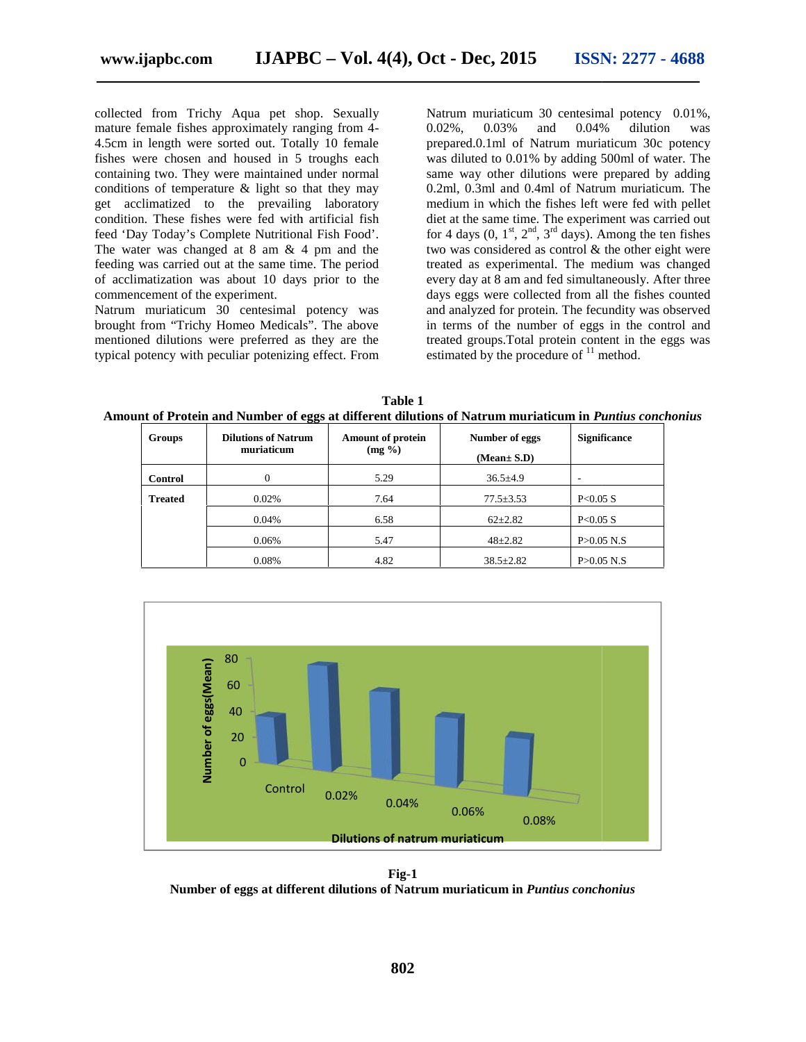collected from Trichy Aqua pet shop. Sexually mature female fishes approximately ranging from 4-4.5cm in length were sorted out. Totally 10 female fishes were chosen and housed in 5 troughs each containing two. They were maintained under normal conditions of temperature & light so that they may get acclimatized to the prevailing laboratory condition. These fishes were fed with artificial fish feed 'Day Today's Complete Nutritional Fish Food'. The water was changed at 8 am & 4 pm and the feeding was carried out at the same time. The period of acclimatization was about 10 days prior to the commencement of the experiment.

Natrum muriaticum 30 centesimal potency was brought from "Trichy Homeo Medicals". The above mentioned dilutions were preferred as they are the typical potency with peculiar potenizing effect. From Natrum muriaticum 30 centesimal potency 0.01%, 0.02%, 0.03% and 0.04% dilution was prepared.0.1ml of Natrum muriaticum 30c potency was diluted to 0.01% by adding 500ml of water. The same way other dilutions were prepared by adding 0.2ml, 0.3ml and 0.4ml of Natrum muriaticum. The medium in which the fishes left were fed with pellet diet at the same time. The experiment was carried out for 4 days (0, 1st, 2nd, 3rd days). Among the ten fishes two was considered as control & the other eight were treated as experimental. The medium was changed every day at 8 am and fed simultaneously. After three days eggs were collected from all the fishes counted and analyzed for protein. The fecundity was observed in terms of the number of eggs in the control and treated groups.Total protein content in the eggs was estimated by the procedure of [11] method.

**Table 1**
**Amount of Protein and Number of eggs at different dilutions of Natrum muriaticum in *Puntius conchonius***

| Groups | Dilutions of Natrum muriaticum | Amount of protein (mg %) | Number of eggs (Mean± S.D) | Significance |
|---|---|---|---|---|
| Control | 0 | 5.29 | 36.5±4.9 | - |
| Treated | 0.02% | 7.64 | 77.5±3.53 | P<0.05 S |
| | 0.04% | 6.58 | 62±2.82 | P<0.05 S |
| | 0.06% | 5.47 | 48±2.82 | P>0.05 N.S |
| | 0.08% | 4.82 | 38.5±2.82 | P>0.05 N.S |

**Fig-1**
**Number of eggs at different dilutions of Natrum muriaticum in *Puntius conchonius***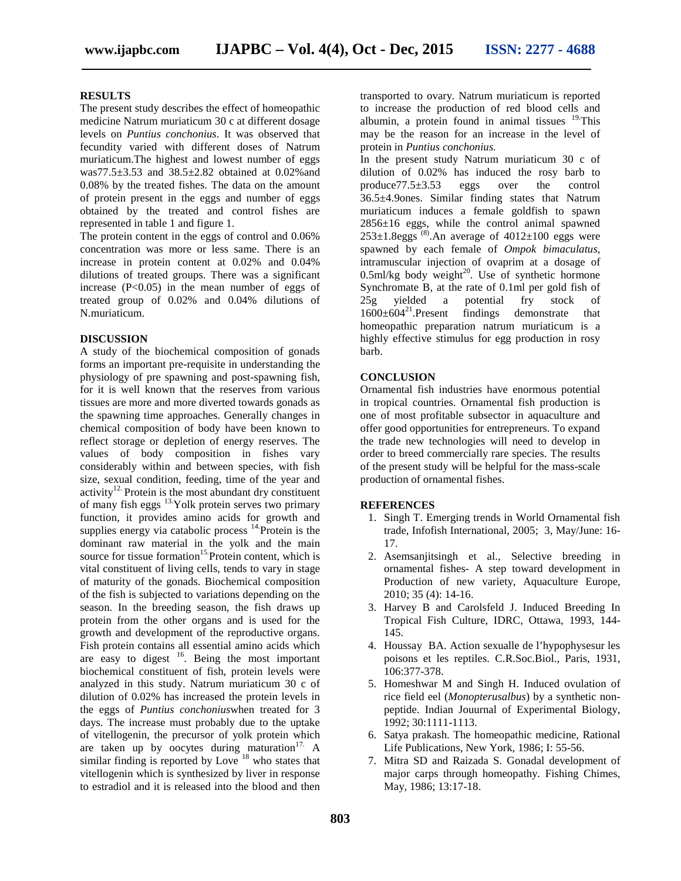## RESULTS

The present study describes the effect of homeopathic medicine Natrum muriaticum 30 c at different dosage levels on *Puntius conchonius*. It was observed that fecundity varied with different doses of Natrum muriaticum.The highest and lowest number of eggs was77.5±3.53 and 38.5±2.82 obtained at 0.02%and 0.08% by the treated fishes. The data on the amount of protein present in the eggs and number of eggs obtained by the treated and control fishes are represented in table 1 and figure 1.

The protein content in the eggs of control and 0.06% concentration was more or less same. There is an increase in protein content at 0.02% and 0.04% dilutions of treated groups. There was a significant increase ($P<0.05$) in the mean number of eggs of treated group of 0.02% and 0.04% dilutions of N.muriaticum.

## DISCUSSION

A study of the biochemical composition of gonads forms an important pre-requisite in understanding the physiology of pre spawning and post-spawning fish, for it is well known that the reserves from various tissues are more and more diverted towards gonads as the spawning time approaches. Generally changes in chemical composition of body have been known to reflect storage or depletion of energy reserves. The values of body composition in fishes vary considerably within and between species, with fish size, sexual condition, feeding, time of the year and activity[12]. Protein is the most abundant dry constituent of many fish eggs [13].Yolk protein serves two primary function, it provides amino acids for growth and supplies energy via catabolic process [14].Protein is the dominant raw material in the yolk and the main source for tissue formation[15].Protein content, which is vital constituent of living cells, tends to vary in stage of maturity of the gonads. Biochemical composition of the fish is subjected to variations depending on the season. In the breeding season, the fish draws up protein from the other organs and is used for the growth and development of the reproductive organs. Fish protein contains all essential amino acids which are easy to digest [16]. Being the most important biochemical constituent of fish, protein levels were analyzed in this study. Natrum muriaticum 30 c of dilution of 0.02% has increased the protein levels in the eggs of *Puntius conchonius*when treated for 3 days. The increase must probably due to the uptake of vitellogenin, the precursor of yolk protein which are taken up by oocytes during maturation[17]. A similar finding is reported by Love [18] who states that vitellogenin which is synthesized by liver in response to estradiol and it is released into the blood and then transported to ovary. Natrum muriaticum is reported to increase the production of red blood cells and albumin, a protein found in animal tissues [19].This may be the reason for an increase in the level of protein in *Puntius conchonius.*

In the present study Natrum muriaticum 30 c of dilution of 0.02% has induced the rosy barb to produce77.5±3.53 eggs over the control 36.5±4.9ones. Similar finding states that Natrum muriaticum induces a female goldfish to spawn 2856±16 eggs, while the control animal spawned 253±1.8eggs [(8)].An average of 4012±100 eggs were spawned by each female of *Ompok bimaculatus*, intramuscular injection of ovaprim at a dosage of 0.5ml/kg body weight[20]. Use of synthetic hormone Synchromate B, at the rate of 0.1ml per gold fish of 25g yielded a potential fry stock of 1600±604[21].Present findings demonstrate that homeopathic preparation natrum muriaticum is a highly effective stimulus for egg production in rosy barb.

## CONCLUSION

Ornamental fish industries have enormous potential in tropical countries. Ornamental fish production is one of most profitable subsector in aquaculture and offer good opportunities for entrepreneurs. To expand the trade new technologies will need to develop in order to breed commercially rare species. The results of the present study will be helpful for the mass-scale production of ornamental fishes.

## REFERENCES

1. Singh T. Emerging trends in World Ornamental fish trade, Infofish International, 2005; 3, May/June: 16-17.
2. Asemsanjitsingh et al., Selective breeding in ornamental fishes- A step toward development in Production of new variety, Aquaculture Europe, 2010; 35 (4): 14-16.
3. Harvey B and Carolsfeld J. Induced Breeding In Tropical Fish Culture, IDRC, Ottawa, 1993, 144-145.
4. Houssay BA. Action sexualle de l'hypophysesur les poisons et les reptiles. C.R.Soc.Biol., Paris, 1931, 106:377-378.
5. Homeshwar M and Singh H. Induced ovulation of rice field eel (*Monopterusalbus*) by a synthetic non-peptide. Indian Jouurnal of Experimental Biology, 1992; 30:1111-1113.
6. Satya prakash. The homeopathic medicine, Rational Life Publications, New York, 1986; I: 55-56.
7. Mitra SD and Raizada S. Gonadal development of major carps through homeopathy. Fishing Chimes, May, 1986; 13:17-18.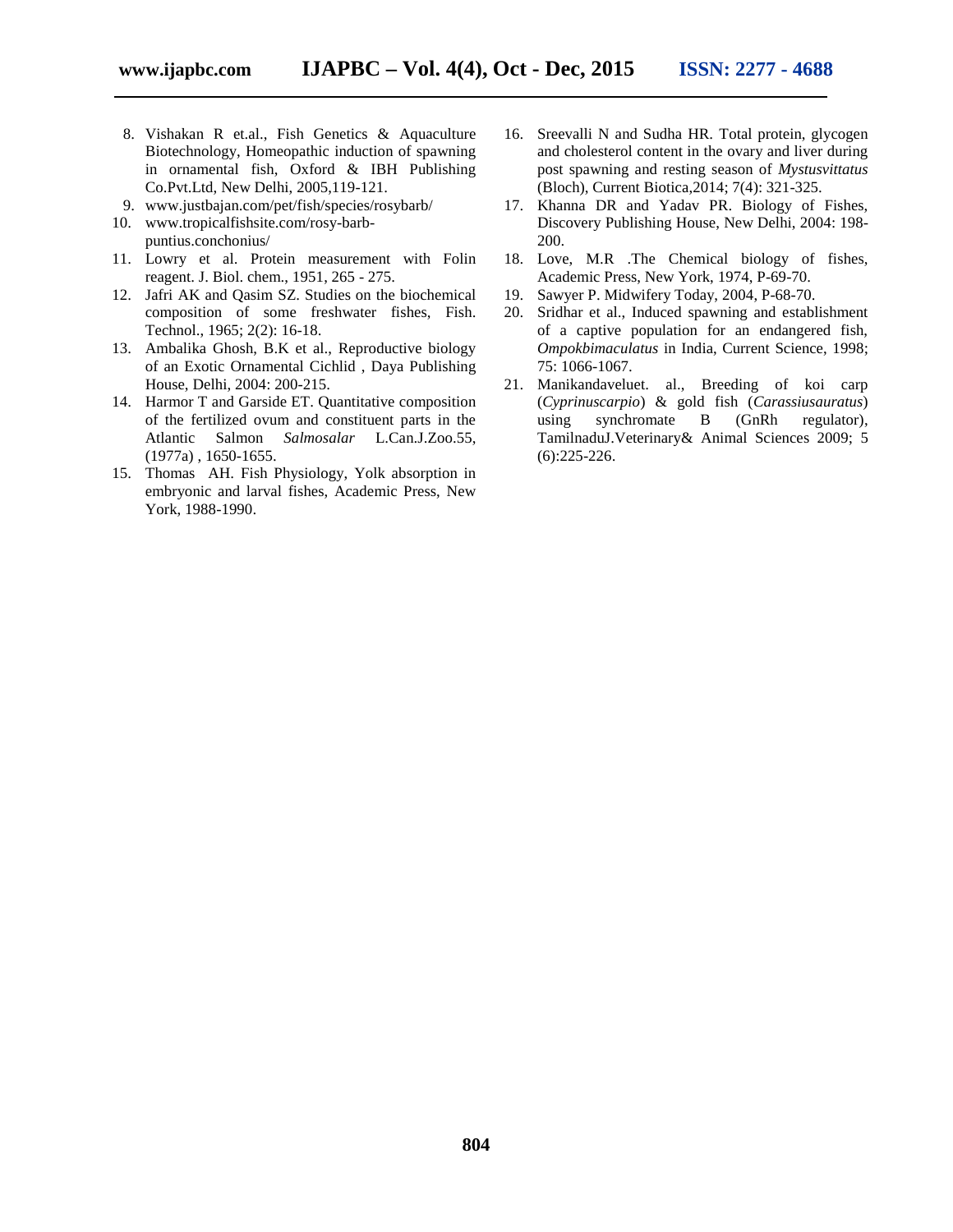8. Vishakan R et.al., Fish Genetics & Aquaculture Biotechnology, Homeopathic induction of spawning in ornamental fish, Oxford & IBH Publishing Co.Pvt.Ltd, New Delhi, 2005,119-121.
9. www.justbajan.com/pet/fish/species/rosybarb/
10. www.tropicalfishsite.com/rosy-barb-puntius.conchonius/
11. Lowry et al. Protein measurement with Folin reagent. J. Biol. chem., 1951, 265 - 275.
12. Jafri AK and Qasim SZ. Studies on the biochemical composition of some freshwater fishes, Fish. Technol., 1965; 2(2): 16-18.
13. Ambalika Ghosh, B.K et al., Reproductive biology of an Exotic Ornamental Cichlid , Daya Publishing House, Delhi, 2004: 200-215.
14. Harmor T and Garside ET. Quantitative composition of the fertilized ovum and constituent parts in the Atlantic Salmon *Salmosalar* L.Can.J.Zoo.55, (1977a) , 1650-1655.
15. Thomas AH. Fish Physiology, Yolk absorption in embryonic and larval fishes, Academic Press, New York, 1988-1990.
16. Sreevalli N and Sudha HR. Total protein, glycogen and cholesterol content in the ovary and liver during post spawning and resting season of *Mystusvittatus* (Bloch), Current Biotica,2014; 7(4): 321-325.
17. Khanna DR and Yadav PR. Biology of Fishes, Discovery Publishing House, New Delhi, 2004: 198-200.
18. Love, M.R .The Chemical biology of fishes, Academic Press, New York, 1974, P-69-70.
19. Sawyer P. Midwifery Today, 2004, P-68-70.
20. Sridhar et al., Induced spawning and establishment of a captive population for an endangered fish, *Ompokbimaculatus* in India, Current Science, 1998; 75: 1066-1067.
21. Manikandaveluet. al., Breeding of koi carp (*Cyprinuscarpio*) & gold fish (*Carassiusauratus*) using synchromate B (GnRh regulator), TamilnaduJ.Veterinary& Animal Sciences 2009; 5 (6):225-226.